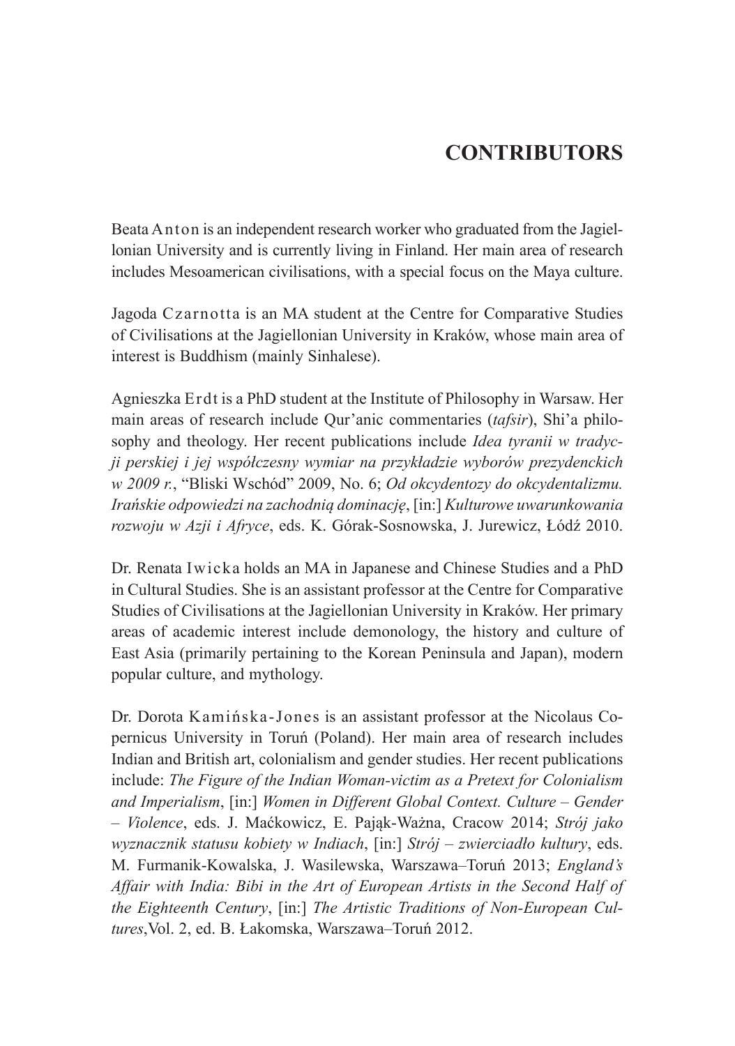# CONTRIBUTORS

Beata Anton is an independent research worker who graduated from the Jagiellonian University and is currently living in Finland. Her main area of research includes Mesoamerican civilisations, with a special focus on the Maya culture.

Jagoda Czarnotta is an MA student at the Centre for Comparative Studies of Civilisations at the Jagiellonian University in Kraków, whose main area of interest is Buddhism (mainly Sinhalese).

Agnieszka Erdt is a PhD student at the Institute of Philosophy in Warsaw. Her main areas of research include Qur'anic commentaries (*tafsir*), Shi'a philosophy and theology. Her recent publications include *Idea tyranii w tradycji perskiej i jej współczesny wymiar na przykładzie wyborów prezydenckich w 2009 r.*, "Bliski Wschód" 2009, No. 6; *Od okcydentozy do okcydentalizmu. Irańskie odpowiedzi na zachodnią dominację*, [in:] *Kulturowe uwarunkowania rozwoju w Azji i Afryce*, eds. K. Górak-Sosnowska, J. Jurewicz, Łódź 2010.

Dr. Renata Iwicka holds an MA in Japanese and Chinese Studies and a PhD in Cultural Studies. She is an assistant professor at the Centre for Comparative Studies of Civilisations at the Jagiellonian University in Kraków. Her primary areas of academic interest include demonology, the history and culture of East Asia (primarily pertaining to the Korean Peninsula and Japan), modern popular culture, and mythology.

Dr. Dorota Kamińska-Jones is an assistant professor at the Nicolaus Copernicus University in Toruń (Poland). Her main area of research includes Indian and British art, colonialism and gender studies. Her recent publications include: *The Figure of the Indian Woman-victim as a Pretext for Colonialism and Imperialism*, [in:] *Women in Different Global Context. Culture – Gender – Violence*, eds. J. Maćkowicz, E. Pająk-Ważna, Cracow 2014; *Strój jako wyznacznik statusu kobiety w Indiach*, [in:] *Strój – zwierciadło kultury*, eds. M. Furmanik-Kowalska, J. Wasilewska, Warszawa–Toruń 2013; *England's Affair with India: Bibi in the Art of European Artists in the Second Half of the Eighteenth Century*, [in:] *The Artistic Traditions of Non-European Cultures*,Vol. 2, ed. B. Łakomska, Warszawa–Toruń 2012.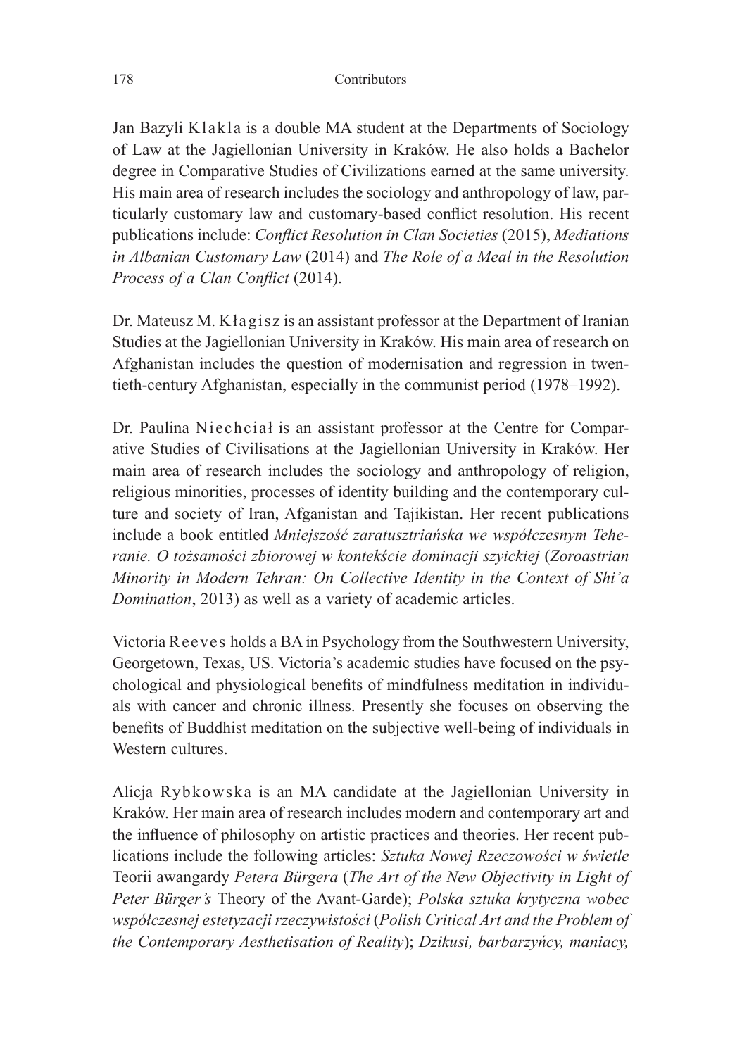Jan Bazyli Klakla is a double MA student at the Departments of Sociology of Law at the Jagiellonian University in Kraków. He also holds a Bachelor degree in Comparative Studies of Civilizations earned at the same university. His main area of research includes the sociology and anthropology of law, particularly customary law and customary-based conflict resolution. His recent publications include: *Conflict Resolution in Clan Societies* (2015), *Mediations in Albanian Customary Law* (2014) and *The Role of a Meal in the Resolution Process of a Clan Conflict* (2014).

Dr. Mateusz M. Kłagisz is an assistant professor at the Department of Iranian Studies at the Jagiellonian University in Kraków. His main area of research on Afghanistan includes the question of modernisation and regression in twentieth-century Afghanistan, especially in the communist period (1978–1992).

Dr. Paulina Niechciał is an assistant professor at the Centre for Comparative Studies of Civilisations at the Jagiellonian University in Kraków. Her main area of research includes the sociology and anthropology of religion, religious minorities, processes of identity building and the contemporary culture and society of Iran, Afganistan and Tajikistan. Her recent publications include a book entitled *Mniejszość zaratusztriańska we współczesnym Teheranie. O tożsamości zbiorowej w kontekście dominacji szyickiej* (*Zoroastrian Minority in Modern Tehran: On Collective Identity in the Context of Shi'a Domination*, 2013) as well as a variety of academic articles.

Victoria Reeves holds a BA in Psychology from the Southwestern University, Georgetown, Texas, US. Victoria's academic studies have focused on the psychological and physiological benefits of mindfulness meditation in individuals with cancer and chronic illness. Presently she focuses on observing the benefits of Buddhist meditation on the subjective well-being of individuals in Western cultures.

Alicja Rybkowska is an MA candidate at the Jagiellonian University in Kraków. Her main area of research includes modern and contemporary art and the influence of philosophy on artistic practices and theories. Her recent publications include the following articles: *Sztuka Nowej Rzeczowości w świetle* Teorii awangardy *Petera Bürgera* (*The Art of the New Objectivity in Light of Peter Bürger's* Theory of the Avant-Garde); *Polska sztuka krytyczna wobec współczesnej estetyzacji rzeczywistości* (*Polish Critical Art and the Problem of the Contemporary Aesthetisation of Reality*); *Dzikusi, barbarzyńcy, maniacy,*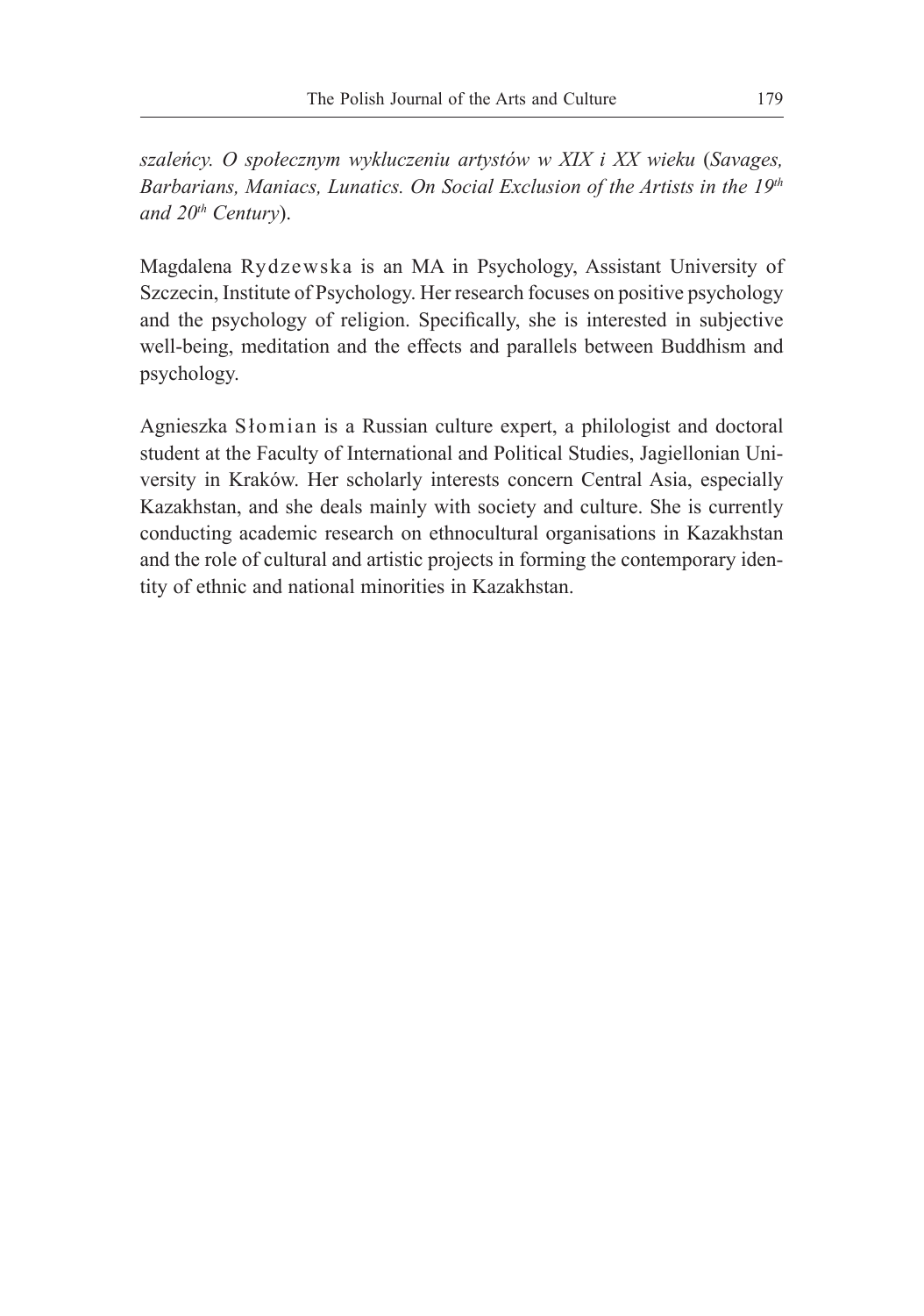*szaleńcy. O społecznym wykluczeniu artystów w XIX i XX wieku* (*Savages, Barbarians, Maniacs, Lunatics. On Social Exclusion of the Artists in the 19th and 20th Century*).

Magdalena Rydzewska is an MA in Psychology, Assistant University of Szczecin, Institute of Psychology. Her research focuses on positive psychology and the psychology of religion. Specifically, she is interested in subjective well-being, meditation and the effects and parallels between Buddhism and psychology.

Agnieszka Słomian is a Russian culture expert, a philologist and doctoral student at the Faculty of International and Political Studies, Jagiellonian University in Kraków. Her scholarly interests concern Central Asia, especially Kazakhstan, and she deals mainly with society and culture. She is currently conducting academic research on ethnocultural organisations in Kazakhstan and the role of cultural and artistic projects in forming the contemporary identity of ethnic and national minorities in Kazakhstan.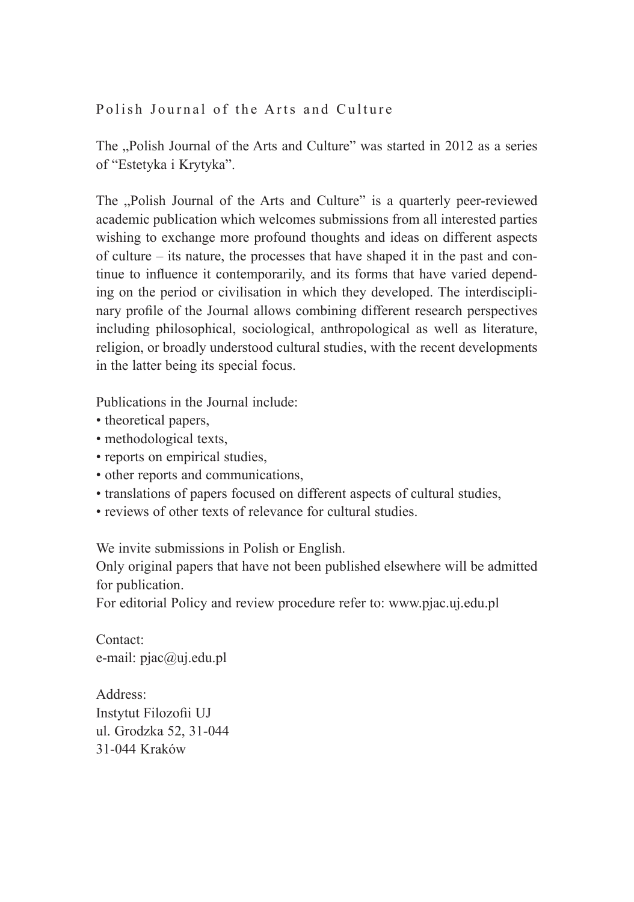# Polish Journal of the Arts and Culture

The „Polish Journal of the Arts and Culture" was started in 2012 as a series of "Estetyka i Krytyka".

The „Polish Journal of the Arts and Culture" is a quarterly peer-reviewed academic publication which welcomes submissions from all interested parties wishing to exchange more profound thoughts and ideas on different aspects of culture – its nature, the processes that have shaped it in the past and continue to influence it contemporarily, and its forms that have varied depending on the period or civilisation in which they developed. The interdisciplinary profile of the Journal allows combining different research perspectives including philosophical, sociological, anthropological as well as literature, religion, or broadly understood cultural studies, with the recent developments in the latter being its special focus.

Publications in the Journal include:

- theoretical papers,
- methodological texts,
- reports on empirical studies,
- other reports and communications,
- translations of papers focused on different aspects of cultural studies,
- reviews of other texts of relevance for cultural studies.

We invite submissions in Polish or English.
Only original papers that have not been published elsewhere will be admitted for publication.
For editorial Policy and review procedure refer to: www.pjac.uj.edu.pl

Contact:
e-mail: pjac@uj.edu.pl

Address:
Instytut Filozofii UJ
ul. Grodzka 52, 31-044
31-044 Kraków